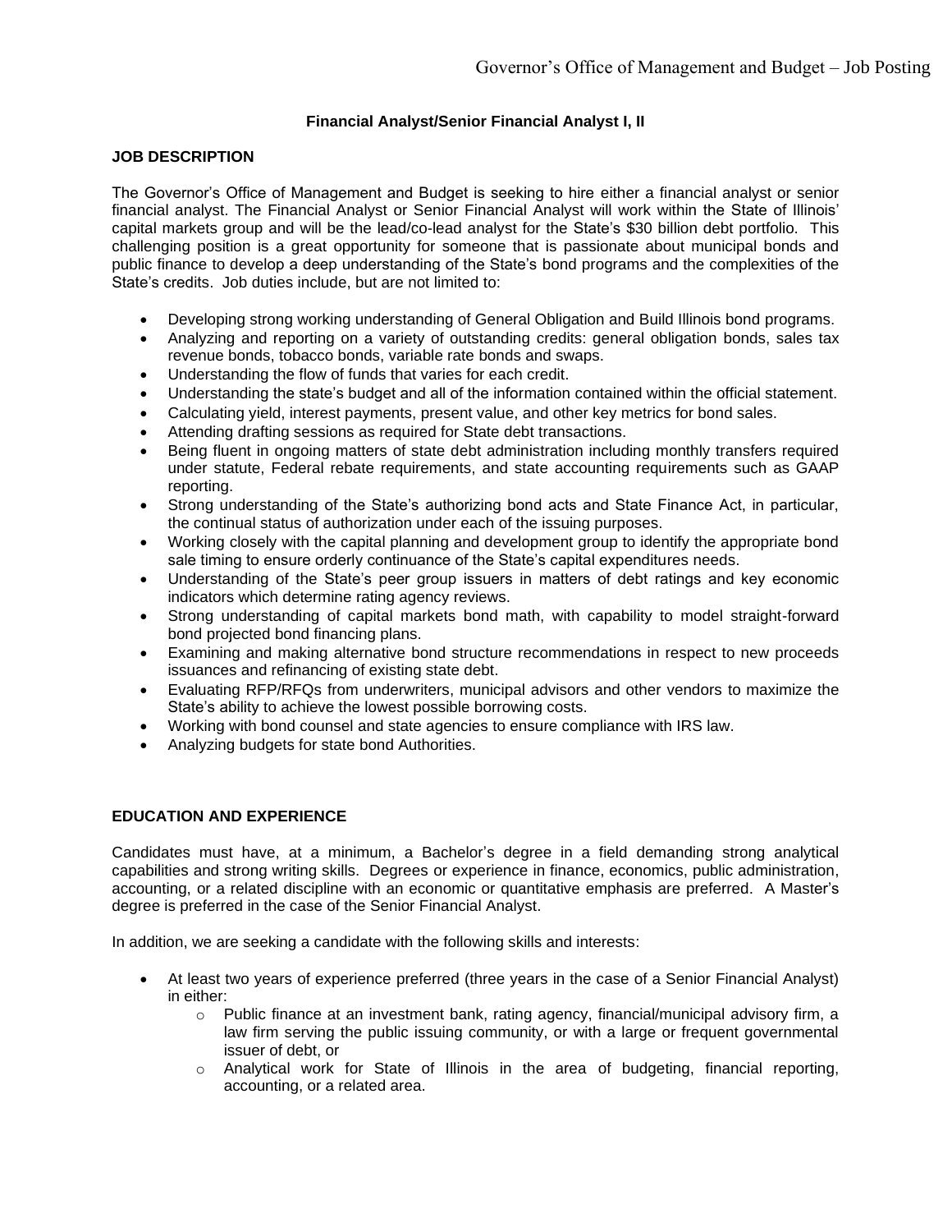# Financial Analyst/Senior Financial Analyst I, II

## JOB DESCRIPTION

The Governor's Office of Management and Budget is seeking to hire either a financial analyst or senior financial analyst. The Financial Analyst or Senior Financial Analyst will work within the State of Illinois' capital markets group and will be the lead/co-lead analyst for the State's $30 billion debt portfolio. This challenging position is a great opportunity for someone that is passionate about municipal bonds and public finance to develop a deep understanding of the State's bond programs and the complexities of the State's credits. Job duties include, but are not limited to:

- Developing strong working understanding of General Obligation and Build Illinois bond programs.
- Analyzing and reporting on a variety of outstanding credits: general obligation bonds, sales tax revenue bonds, tobacco bonds, variable rate bonds and swaps.
- Understanding the flow of funds that varies for each credit.
- Understanding the state's budget and all of the information contained within the official statement.
- Calculating yield, interest payments, present value, and other key metrics for bond sales.
- Attending drafting sessions as required for State debt transactions.
- Being fluent in ongoing matters of state debt administration including monthly transfers required under statute, Federal rebate requirements, and state accounting requirements such as GAAP reporting.
- Strong understanding of the State's authorizing bond acts and State Finance Act, in particular, the continual status of authorization under each of the issuing purposes.
- Working closely with the capital planning and development group to identify the appropriate bond sale timing to ensure orderly continuance of the State's capital expenditures needs.
- Understanding of the State's peer group issuers in matters of debt ratings and key economic indicators which determine rating agency reviews.
- Strong understanding of capital markets bond math, with capability to model straight-forward bond projected bond financing plans.
- Examining and making alternative bond structure recommendations in respect to new proceeds issuances and refinancing of existing state debt.
- Evaluating RFP/RFQs from underwriters, municipal advisors and other vendors to maximize the State's ability to achieve the lowest possible borrowing costs.
- Working with bond counsel and state agencies to ensure compliance with IRS law.
- Analyzing budgets for state bond Authorities.

## EDUCATION AND EXPERIENCE

Candidates must have, at a minimum, a Bachelor's degree in a field demanding strong analytical capabilities and strong writing skills. Degrees or experience in finance, economics, public administration, accounting, or a related discipline with an economic or quantitative emphasis are preferred. A Master's degree is preferred in the case of the Senior Financial Analyst.

In addition, we are seeking a candidate with the following skills and interests:

- At least two years of experience preferred (three years in the case of a Senior Financial Analyst) in either:
  - Public finance at an investment bank, rating agency, financial/municipal advisory firm, a law firm serving the public issuing community, or with a large or frequent governmental issuer of debt, or
  - Analytical work for State of Illinois in the area of budgeting, financial reporting, accounting, or a related area.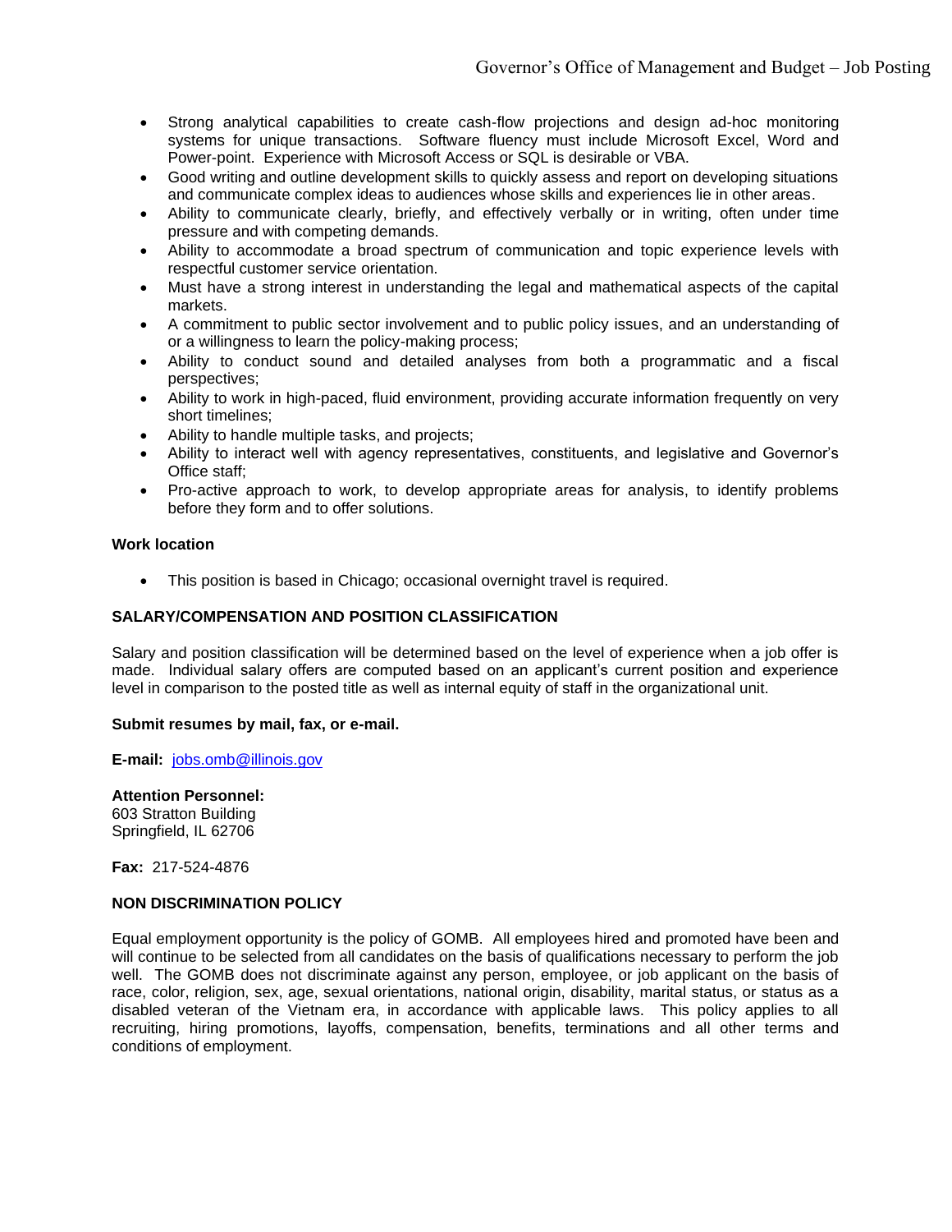- Strong analytical capabilities to create cash-flow projections and design ad-hoc monitoring systems for unique transactions. Software fluency must include Microsoft Excel, Word and Power-point. Experience with Microsoft Access or SQL is desirable or VBA.
- Good writing and outline development skills to quickly assess and report on developing situations and communicate complex ideas to audiences whose skills and experiences lie in other areas.
- Ability to communicate clearly, briefly, and effectively verbally or in writing, often under time pressure and with competing demands.
- Ability to accommodate a broad spectrum of communication and topic experience levels with respectful customer service orientation.
- Must have a strong interest in understanding the legal and mathematical aspects of the capital markets.
- A commitment to public sector involvement and to public policy issues, and an understanding of or a willingness to learn the policy-making process;
- Ability to conduct sound and detailed analyses from both a programmatic and a fiscal perspectives;
- Ability to work in high-paced, fluid environment, providing accurate information frequently on very short timelines;
- Ability to handle multiple tasks, and projects;
- Ability to interact well with agency representatives, constituents, and legislative and Governor's Office staff;
- Pro-active approach to work, to develop appropriate areas for analysis, to identify problems before they form and to offer solutions.

**Work location**

- This position is based in Chicago; occasional overnight travel is required.

**SALARY/COMPENSATION AND POSITION CLASSIFICATION**

Salary and position classification will be determined based on the level of experience when a job offer is made. Individual salary offers are computed based on an applicant's current position and experience level in comparison to the posted title as well as internal equity of staff in the organizational unit.

**Submit resumes by mail, fax, or e-mail.**

**E-mail:** jobs.omb@illinois.gov

**Attention Personnel:**
603 Stratton Building
Springfield, IL 62706

**Fax:** 217-524-4876

**NON DISCRIMINATION POLICY**

Equal employment opportunity is the policy of GOMB. All employees hired and promoted have been and will continue to be selected from all candidates on the basis of qualifications necessary to perform the job well. The GOMB does not discriminate against any person, employee, or job applicant on the basis of race, color, religion, sex, age, sexual orientations, national origin, disability, marital status, or status as a disabled veteran of the Vietnam era, in accordance with applicable laws. This policy applies to all recruiting, hiring promotions, layoffs, compensation, benefits, terminations and all other terms and conditions of employment.